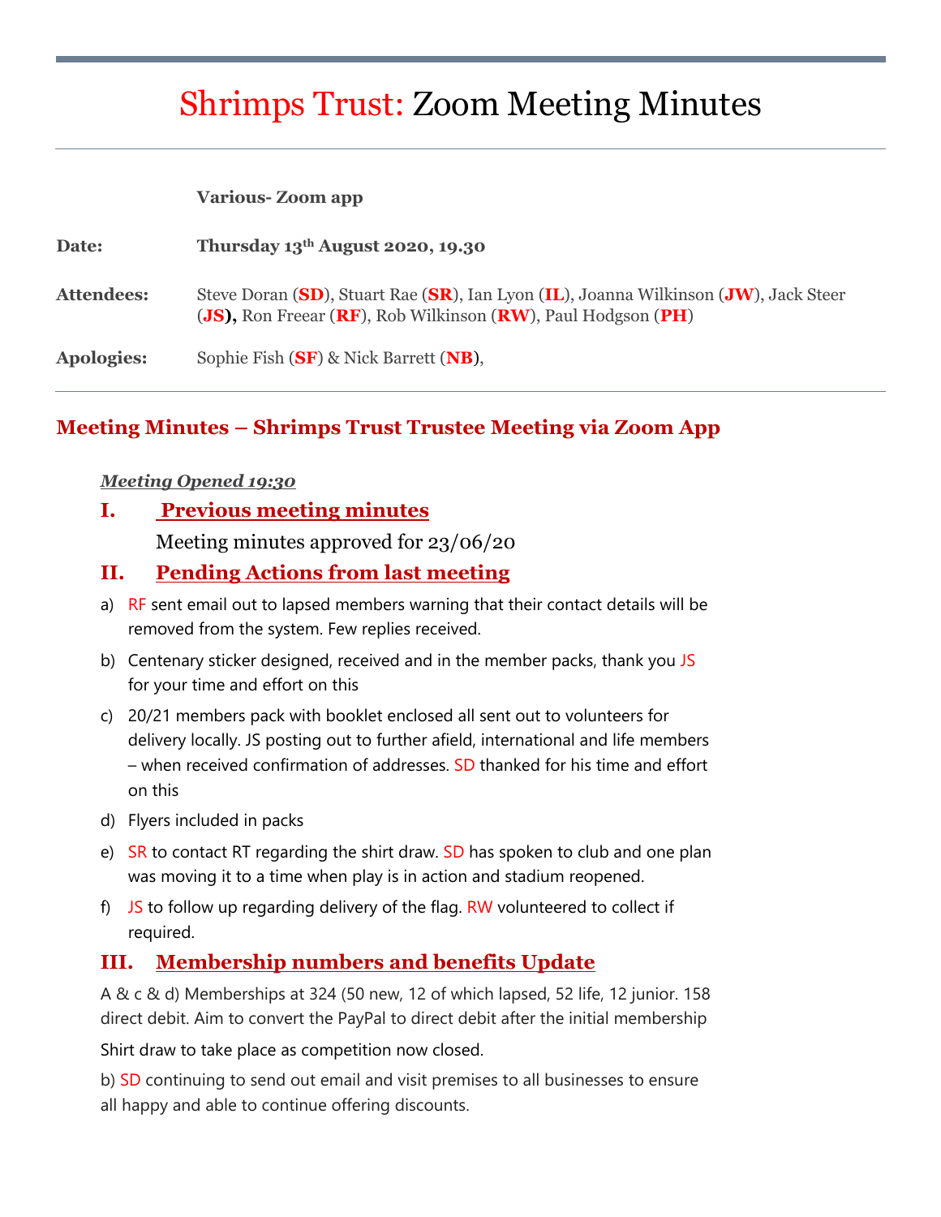# Shrimps Trust: Zoom Meeting Minutes

**Various- Zoom app**

**Date:** **Thursday 13th August 2020, 19.30**

**Attendees:** Steve Doran (**SD**), Stuart Rae (**SR**), Ian Lyon (**IL**), Joanna Wilkinson (**JW**), Jack Steer (**JS**), Ron Freear (**RF**), Rob Wilkinson (**RW**), Paul Hodgson (**PH**)

**Apologies:** Sophie Fish (**SF**) & Nick Barrett (**NB**),

## Meeting Minutes – Shrimps Trust Trustee Meeting via Zoom App

***Meeting Opened 19:30***

### I. Previous meeting minutes

Meeting minutes approved for 23/06/20

### II. Pending Actions from last meeting

a) RF sent email out to lapsed members warning that their contact details will be removed from the system. Few replies received.

b) Centenary sticker designed, received and in the member packs, thank you JS for your time and effort on this

c) 20/21 members pack with booklet enclosed all sent out to volunteers for delivery locally. JS posting out to further afield, international and life members – when received confirmation of addresses. SD thanked for his time and effort on this

d) Flyers included in packs

e) SR to contact RT regarding the shirt draw. SD has spoken to club and one plan was moving it to a time when play is in action and stadium reopened.

f) JS to follow up regarding delivery of the flag. RW volunteered to collect if required.

### III. Membership numbers and benefits Update

A & c & d) Memberships at 324 (50 new, 12 of which lapsed, 52 life, 12 junior. 158 direct debit. Aim to convert the PayPal to direct debit after the initial membership

Shirt draw to take place as competition now closed.

b) SD continuing to send out email and visit premises to all businesses to ensure all happy and able to continue offering discounts.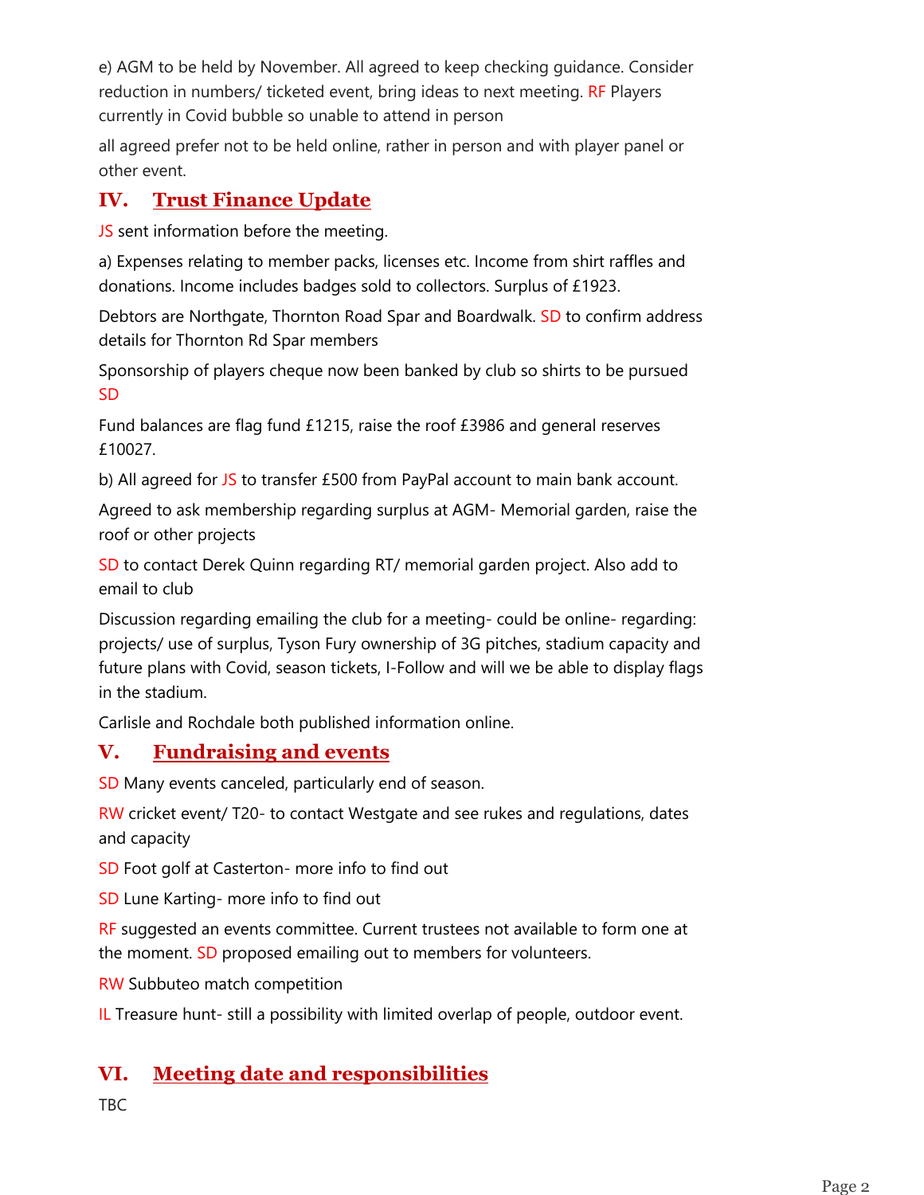e) AGM to be held by November. All agreed to keep checking guidance. Consider reduction in numbers/ ticketed event, bring ideas to next meeting. RF Players currently in Covid bubble so unable to attend in person

all agreed prefer not to be held online, rather in person and with player panel or other event.

## IV. Trust Finance Update

JS sent information before the meeting.

a) Expenses relating to member packs, licenses etc. Income from shirt raffles and donations. Income includes badges sold to collectors. Surplus of £1923.

Debtors are Northgate, Thornton Road Spar and Boardwalk. SD to confirm address details for Thornton Rd Spar members

Sponsorship of players cheque now been banked by club so shirts to be pursued SD

Fund balances are flag fund £1215, raise the roof £3986 and general reserves £10027.

b) All agreed for JS to transfer £500 from PayPal account to main bank account.

Agreed to ask membership regarding surplus at AGM- Memorial garden, raise the roof or other projects

SD to contact Derek Quinn regarding RT/ memorial garden project. Also add to email to club

Discussion regarding emailing the club for a meeting- could be online- regarding: projects/ use of surplus, Tyson Fury ownership of 3G pitches, stadium capacity and future plans with Covid, season tickets, I-Follow and will we be able to display flags in the stadium.

Carlisle and Rochdale both published information online.

## V. Fundraising and events

SD Many events canceled, particularly end of season.

RW cricket event/ T20- to contact Westgate and see rukes and regulations, dates and capacity

SD Foot golf at Casterton- more info to find out

SD Lune Karting- more info to find out

RF suggested an events committee. Current trustees not available to form one at the moment. SD proposed emailing out to members for volunteers.

RW Subbuteo match competition

IL Treasure hunt- still a possibility with limited overlap of people, outdoor event.

## VI. Meeting date and responsibilities

TBC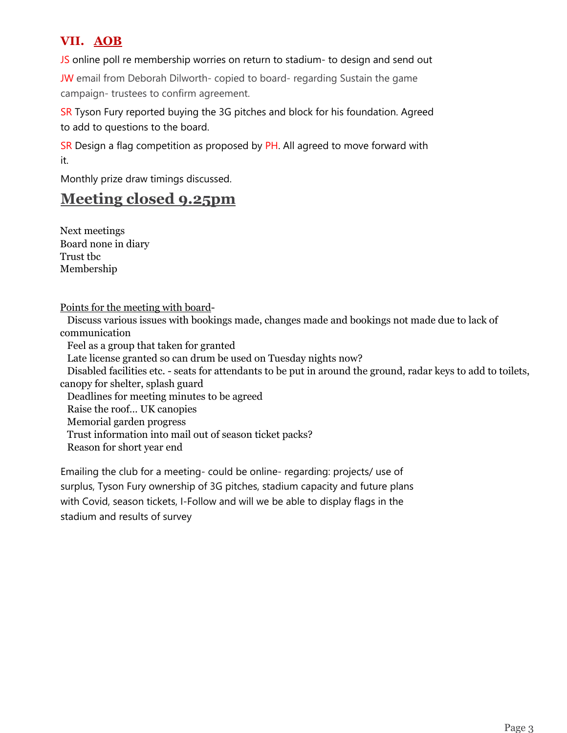## VII. AOB

JS online poll re membership worries on return to stadium- to design and send out

JW email from Deborah Dilworth- copied to board- regarding Sustain the game campaign- trustees to confirm agreement.

SR Tyson Fury reported buying the 3G pitches and block for his foundation. Agreed to add to questions to the board.

SR Design a flag competition as proposed by PH. All agreed to move forward with it.

Monthly prize draw timings discussed.

## Meeting closed 9.25pm

Next meetings
Board none in diary
Trust tbc
Membership

Points for the meeting with board-

- Discuss various issues with bookings made, changes made and bookings not made due to lack of communication
- Feel as a group that taken for granted
- Late license granted so can drum be used on Tuesday nights now?
- Disabled facilities etc. - seats for attendants to be put in around the ground, radar keys to add to toilets, canopy for shelter, splash guard
- Deadlines for meeting minutes to be agreed
- Raise the roof… UK canopies
- Memorial garden progress
- Trust information into mail out of season ticket packs?
- Reason for short year end

Emailing the club for a meeting- could be online- regarding: projects/ use of surplus, Tyson Fury ownership of 3G pitches, stadium capacity and future plans with Covid, season tickets, I-Follow and will we be able to display flags in the stadium and results of survey